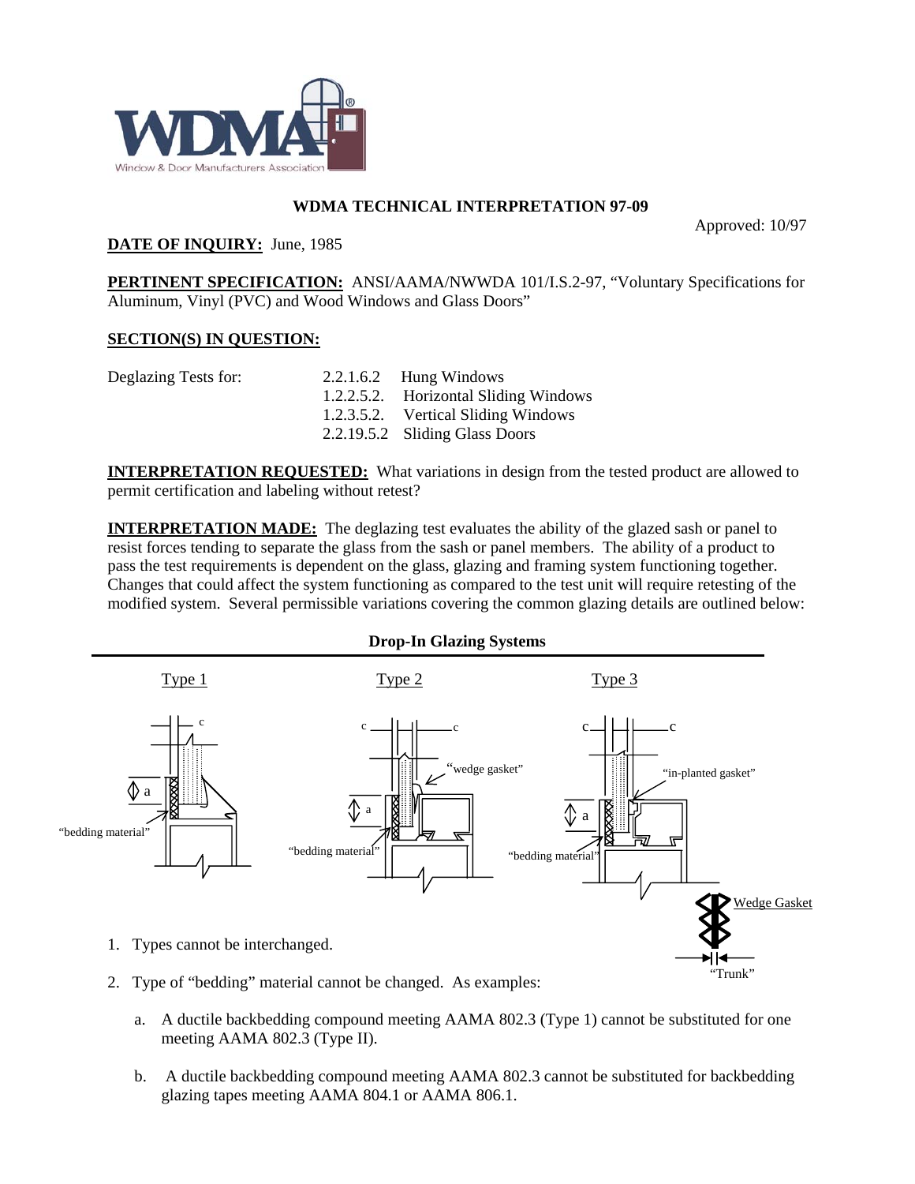# WDMA TECHNICAL INTERPRETATION 97-09

Approved: 10/97

**DATE OF INQUIRY:** June, 1985

**PERTINENT SPECIFICATION:** ANSI/AAMA/NWWDA 101/I.S.2-97, "Voluntary Specifications for Aluminum, Vinyl (PVC) and Wood Windows and Glass Doors"

**SECTION(S) IN QUESTION:**

Deglazing Tests for:

- 2.2.1.6.2 Hung Windows
- 1.2.2.5.2. Horizontal Sliding Windows
- 1.2.3.5.2. Vertical Sliding Windows
- 2.2.19.5.2 Sliding Glass Doors

**INTERPRETATION REQUESTED:** What variations in design from the tested product are allowed to permit certification and labeling without retest?

**INTERPRETATION MADE:** The deglazing test evaluates the ability of the glazed sash or panel to resist forces tending to separate the glass from the sash or panel members. The ability of a product to pass the test requirements is dependent on the glass, glazing and framing system functioning together. Changes that could affect the system functioning as compared to the test unit will require retesting of the modified system. Several permissible variations covering the common glazing details are outlined below:

## Drop-In Glazing Systems

Type 1 — Type 2 — Type 3

1. Types cannot be interchanged.
2. Type of "bedding" material cannot be changed. As examples:
   a. A ductile backbedding compound meeting AAMA 802.3 (Type 1) cannot be substituted for one meeting AAMA 802.3 (Type II).
   b. A ductile backbedding compound meeting AAMA 802.3 cannot be substituted for backbedding glazing tapes meeting AAMA 804.1 or AAMA 806.1.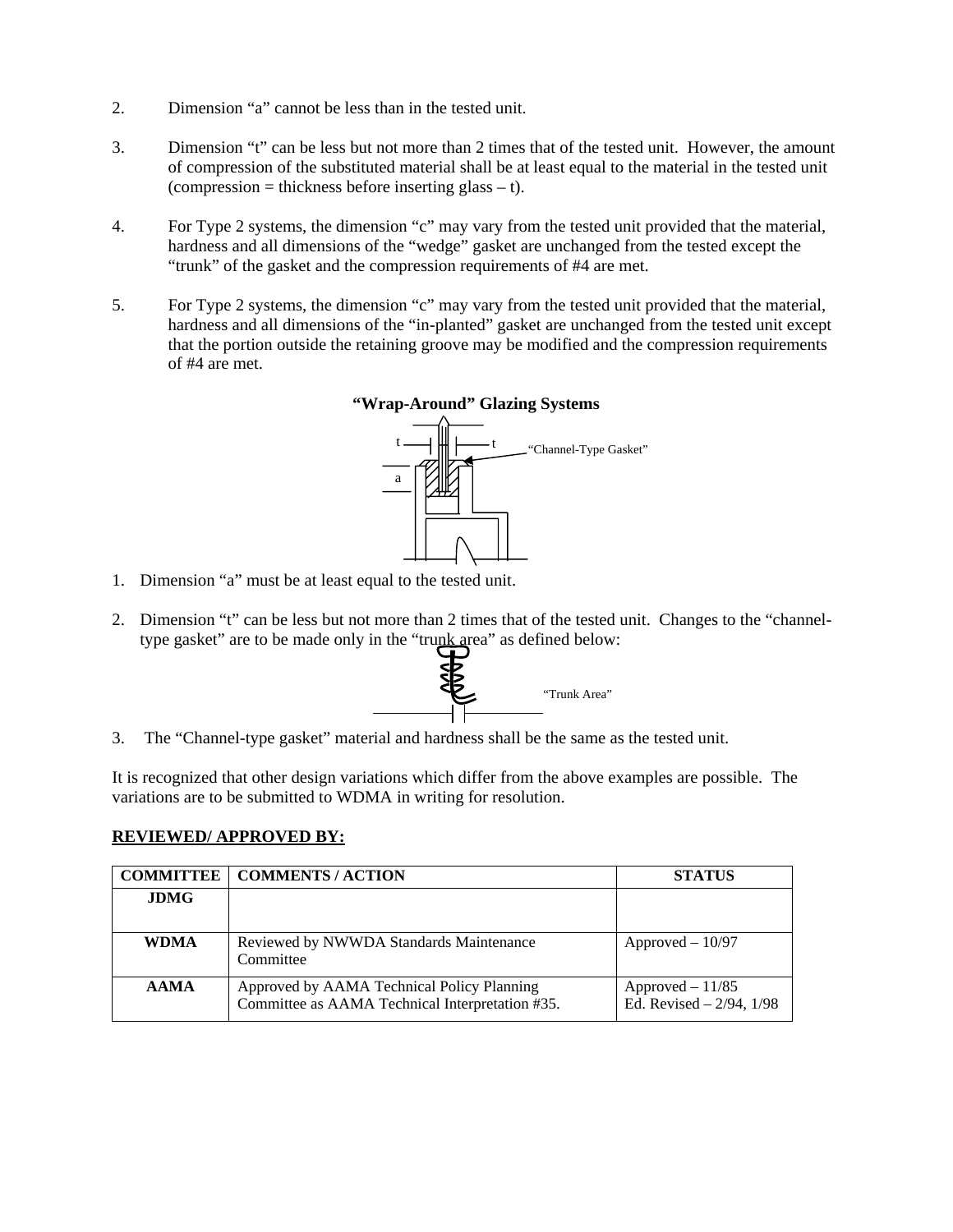2. Dimension “a” cannot be less than in the tested unit.

3. Dimension “t” can be less but not more than 2 times that of the tested unit. However, the amount of compression of the substituted material shall be at least equal to the material in the tested unit (compression = thickness before inserting glass – t).

4. For Type 2 systems, the dimension “c” may vary from the tested unit provided that the material, hardness and all dimensions of the “wedge” gasket are unchanged from the tested except the “trunk” of the gasket and the compression requirements of #4 are met.

5. For Type 2 systems, the dimension “c” may vary from the tested unit provided that the material, hardness and all dimensions of the “in-planted” gasket are unchanged from the tested unit except that the portion outside the retaining groove may be modified and the compression requirements of #4 are met.

**“Wrap-Around” Glazing Systems**

t t “Channel-Type Gasket”

a

1. Dimension “a” must be at least equal to the tested unit.

2. Dimension “t” can be less but not more than 2 times that of the tested unit. Changes to the “channel-type gasket” are to be made only in the “trunk area” as defined below:

“Trunk Area”

3. The “Channel-type gasket” material and hardness shall be the same as the tested unit.

It is recognized that other design variations which differ from the above examples are possible. The variations are to be submitted to WDMA in writing for resolution.

**REVIEWED/ APPROVED BY:**

| COMMITTEE | COMMENTS / ACTION | STATUS |
|---|---|---|
| JDMG | | |
| WDMA | Reviewed by NWWDA Standards Maintenance Committee | Approved – 10/97 |
| AAMA | Approved by AAMA Technical Policy Planning Committee as AAMA Technical Interpretation #35. | Approved – 11/85<br>Ed. Revised – 2/94, 1/98 |